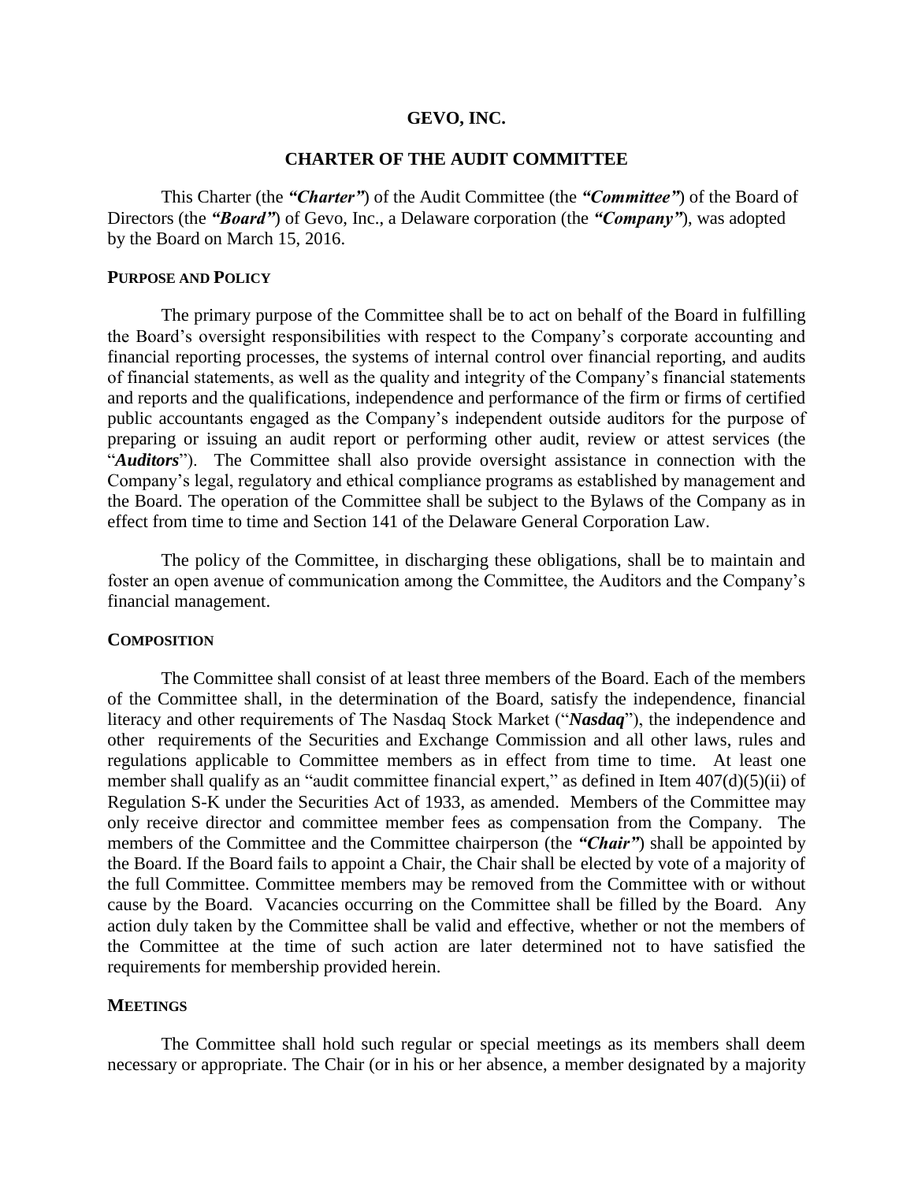# GEVO, INC.

## CHARTER OF THE AUDIT COMMITTEE

This Charter (the ***"Charter"***) of the Audit Committee (the ***"Committee"***) of the Board of Directors (the ***"Board"***) of Gevo, Inc., a Delaware corporation (the ***"Company"***), was adopted by the Board on March 15, 2016.

### PURPOSE AND POLICY

The primary purpose of the Committee shall be to act on behalf of the Board in fulfilling the Board's oversight responsibilities with respect to the Company's corporate accounting and financial reporting processes, the systems of internal control over financial reporting, and audits of financial statements, as well as the quality and integrity of the Company's financial statements and reports and the qualifications, independence and performance of the firm or firms of certified public accountants engaged as the Company's independent outside auditors for the purpose of preparing or issuing an audit report or performing other audit, review or attest services (the "***Auditors***"). The Committee shall also provide oversight assistance in connection with the Company's legal, regulatory and ethical compliance programs as established by management and the Board. The operation of the Committee shall be subject to the Bylaws of the Company as in effect from time to time and Section 141 of the Delaware General Corporation Law.

The policy of the Committee, in discharging these obligations, shall be to maintain and foster an open avenue of communication among the Committee, the Auditors and the Company's financial management.

### COMPOSITION

The Committee shall consist of at least three members of the Board. Each of the members of the Committee shall, in the determination of the Board, satisfy the independence, financial literacy and other requirements of The Nasdaq Stock Market ("***Nasdaq***"), the independence and other requirements of the Securities and Exchange Commission and all other laws, rules and regulations applicable to Committee members as in effect from time to time. At least one member shall qualify as an "audit committee financial expert," as defined in Item 407(d)(5)(ii) of Regulation S-K under the Securities Act of 1933, as amended. Members of the Committee may only receive director and committee member fees as compensation from the Company. The members of the Committee and the Committee chairperson (the ***"Chair"***) shall be appointed by the Board. If the Board fails to appoint a Chair, the Chair shall be elected by vote of a majority of the full Committee. Committee members may be removed from the Committee with or without cause by the Board. Vacancies occurring on the Committee shall be filled by the Board. Any action duly taken by the Committee shall be valid and effective, whether or not the members of the Committee at the time of such action are later determined not to have satisfied the requirements for membership provided herein.

### MEETINGS

The Committee shall hold such regular or special meetings as its members shall deem necessary or appropriate. The Chair (or in his or her absence, a member designated by a majority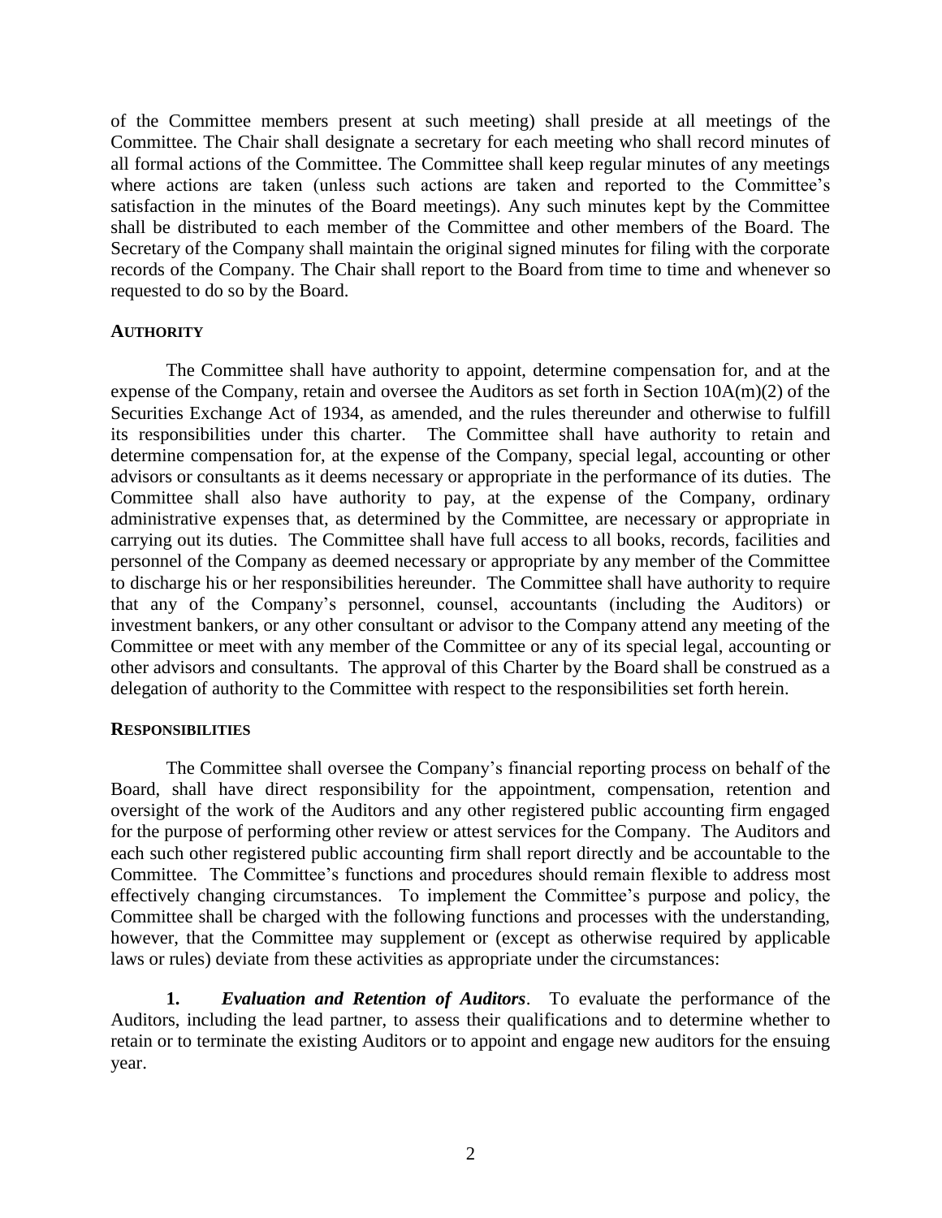of the Committee members present at such meeting) shall preside at all meetings of the Committee. The Chair shall designate a secretary for each meeting who shall record minutes of all formal actions of the Committee. The Committee shall keep regular minutes of any meetings where actions are taken (unless such actions are taken and reported to the Committee's satisfaction in the minutes of the Board meetings). Any such minutes kept by the Committee shall be distributed to each member of the Committee and other members of the Board. The Secretary of the Company shall maintain the original signed minutes for filing with the corporate records of the Company. The Chair shall report to the Board from time to time and whenever so requested to do so by the Board.

## AUTHORITY

The Committee shall have authority to appoint, determine compensation for, and at the expense of the Company, retain and oversee the Auditors as set forth in Section 10A(m)(2) of the Securities Exchange Act of 1934, as amended, and the rules thereunder and otherwise to fulfill its responsibilities under this charter. The Committee shall have authority to retain and determine compensation for, at the expense of the Company, special legal, accounting or other advisors or consultants as it deems necessary or appropriate in the performance of its duties. The Committee shall also have authority to pay, at the expense of the Company, ordinary administrative expenses that, as determined by the Committee, are necessary or appropriate in carrying out its duties. The Committee shall have full access to all books, records, facilities and personnel of the Company as deemed necessary or appropriate by any member of the Committee to discharge his or her responsibilities hereunder. The Committee shall have authority to require that any of the Company's personnel, counsel, accountants (including the Auditors) or investment bankers, or any other consultant or advisor to the Company attend any meeting of the Committee or meet with any member of the Committee or any of its special legal, accounting or other advisors and consultants. The approval of this Charter by the Board shall be construed as a delegation of authority to the Committee with respect to the responsibilities set forth herein.

## RESPONSIBILITIES

The Committee shall oversee the Company's financial reporting process on behalf of the Board, shall have direct responsibility for the appointment, compensation, retention and oversight of the work of the Auditors and any other registered public accounting firm engaged for the purpose of performing other review or attest services for the Company. The Auditors and each such other registered public accounting firm shall report directly and be accountable to the Committee. The Committee's functions and procedures should remain flexible to address most effectively changing circumstances. To implement the Committee's purpose and policy, the Committee shall be charged with the following functions and processes with the understanding, however, that the Committee may supplement or (except as otherwise required by applicable laws or rules) deviate from these activities as appropriate under the circumstances:

**1.** ***Evaluation and Retention of Auditors***. To evaluate the performance of the Auditors, including the lead partner, to assess their qualifications and to determine whether to retain or to terminate the existing Auditors or to appoint and engage new auditors for the ensuing year.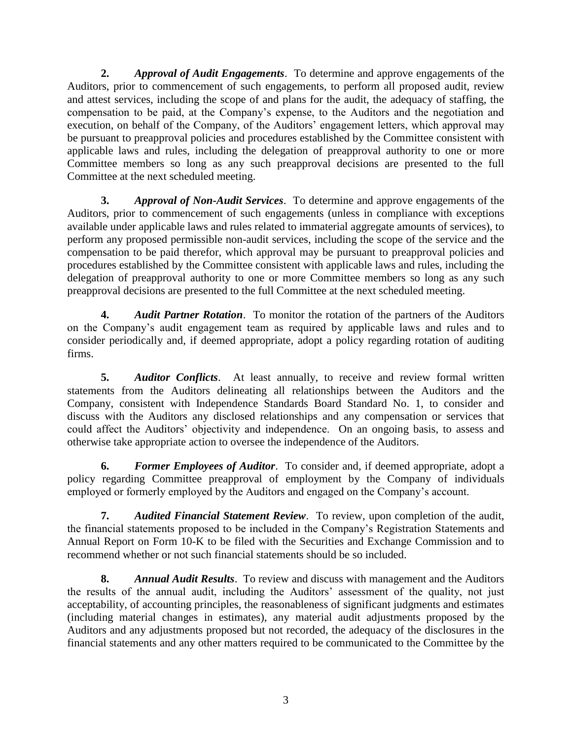**2.** ***Approval of Audit Engagements***. To determine and approve engagements of the Auditors, prior to commencement of such engagements, to perform all proposed audit, review and attest services, including the scope of and plans for the audit, the adequacy of staffing, the compensation to be paid, at the Company's expense, to the Auditors and the negotiation and execution, on behalf of the Company, of the Auditors' engagement letters, which approval may be pursuant to preapproval policies and procedures established by the Committee consistent with applicable laws and rules, including the delegation of preapproval authority to one or more Committee members so long as any such preapproval decisions are presented to the full Committee at the next scheduled meeting.

**3.** ***Approval of Non-Audit Services***. To determine and approve engagements of the Auditors, prior to commencement of such engagements (unless in compliance with exceptions available under applicable laws and rules related to immaterial aggregate amounts of services), to perform any proposed permissible non-audit services, including the scope of the service and the compensation to be paid therefor, which approval may be pursuant to preapproval policies and procedures established by the Committee consistent with applicable laws and rules, including the delegation of preapproval authority to one or more Committee members so long as any such preapproval decisions are presented to the full Committee at the next scheduled meeting.

**4.** ***Audit Partner Rotation***. To monitor the rotation of the partners of the Auditors on the Company's audit engagement team as required by applicable laws and rules and to consider periodically and, if deemed appropriate, adopt a policy regarding rotation of auditing firms.

**5.** ***Auditor Conflicts***. At least annually, to receive and review formal written statements from the Auditors delineating all relationships between the Auditors and the Company, consistent with Independence Standards Board Standard No. 1, to consider and discuss with the Auditors any disclosed relationships and any compensation or services that could affect the Auditors' objectivity and independence. On an ongoing basis, to assess and otherwise take appropriate action to oversee the independence of the Auditors.

**6.** ***Former Employees of Auditor***. To consider and, if deemed appropriate, adopt a policy regarding Committee preapproval of employment by the Company of individuals employed or formerly employed by the Auditors and engaged on the Company's account.

**7.** ***Audited Financial Statement Review***. To review, upon completion of the audit, the financial statements proposed to be included in the Company's Registration Statements and Annual Report on Form 10-K to be filed with the Securities and Exchange Commission and to recommend whether or not such financial statements should be so included.

**8.** ***Annual Audit Results***. To review and discuss with management and the Auditors the results of the annual audit, including the Auditors' assessment of the quality, not just acceptability, of accounting principles, the reasonableness of significant judgments and estimates (including material changes in estimates), any material audit adjustments proposed by the Auditors and any adjustments proposed but not recorded, the adequacy of the disclosures in the financial statements and any other matters required to be communicated to the Committee by the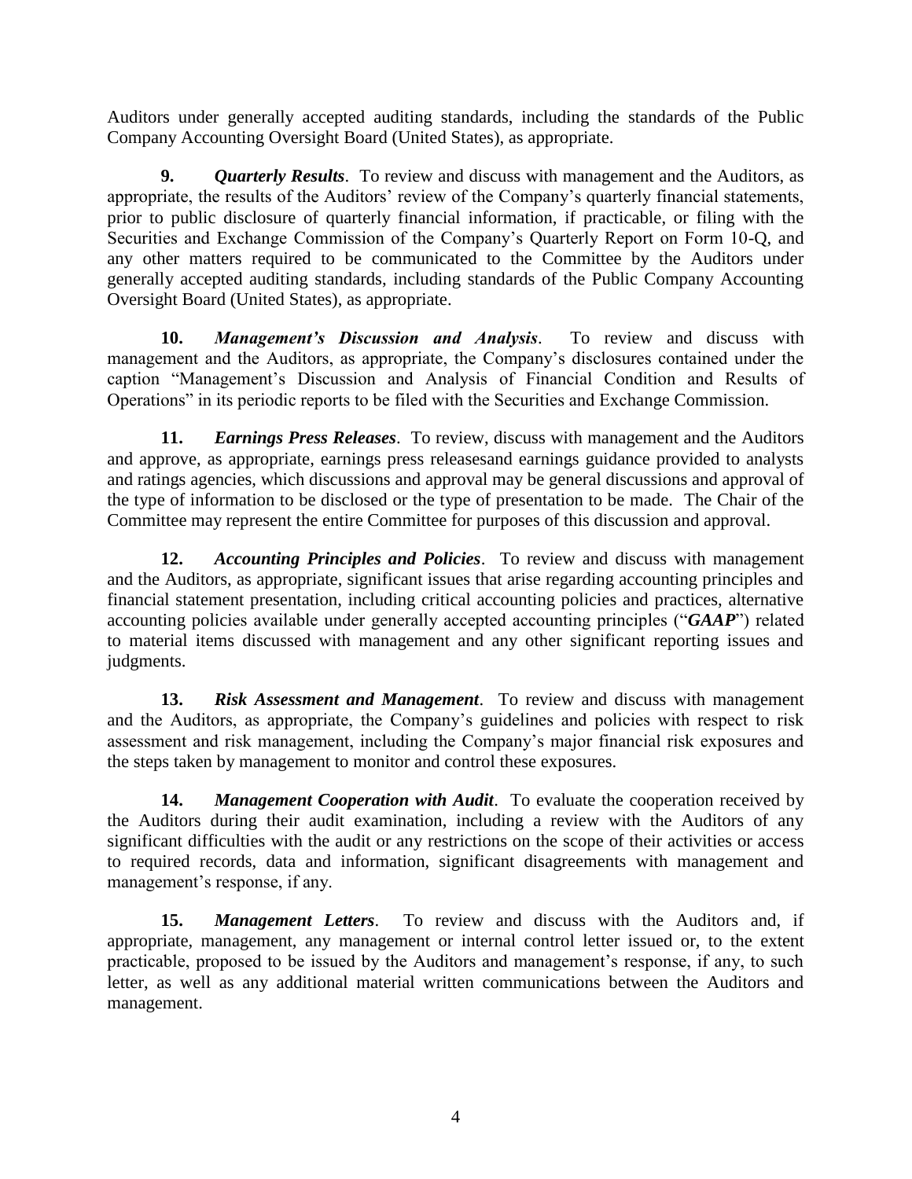Auditors under generally accepted auditing standards, including the standards of the Public Company Accounting Oversight Board (United States), as appropriate.

**9.** ***Quarterly Results***. To review and discuss with management and the Auditors, as appropriate, the results of the Auditors' review of the Company's quarterly financial statements, prior to public disclosure of quarterly financial information, if practicable, or filing with the Securities and Exchange Commission of the Company's Quarterly Report on Form 10-Q, and any other matters required to be communicated to the Committee by the Auditors under generally accepted auditing standards, including standards of the Public Company Accounting Oversight Board (United States), as appropriate.

**10.** ***Management's Discussion and Analysis***. To review and discuss with management and the Auditors, as appropriate, the Company's disclosures contained under the caption "Management's Discussion and Analysis of Financial Condition and Results of Operations" in its periodic reports to be filed with the Securities and Exchange Commission.

**11.** ***Earnings Press Releases***. To review, discuss with management and the Auditors and approve, as appropriate, earnings press releasesand earnings guidance provided to analysts and ratings agencies, which discussions and approval may be general discussions and approval of the type of information to be disclosed or the type of presentation to be made. The Chair of the Committee may represent the entire Committee for purposes of this discussion and approval.

**12.** ***Accounting Principles and Policies***. To review and discuss with management and the Auditors, as appropriate, significant issues that arise regarding accounting principles and financial statement presentation, including critical accounting policies and practices, alternative accounting policies available under generally accepted accounting principles ("***GAAP***") related to material items discussed with management and any other significant reporting issues and judgments.

**13.** ***Risk Assessment and Management***. To review and discuss with management and the Auditors, as appropriate, the Company's guidelines and policies with respect to risk assessment and risk management, including the Company's major financial risk exposures and the steps taken by management to monitor and control these exposures.

**14.** ***Management Cooperation with Audit***. To evaluate the cooperation received by the Auditors during their audit examination, including a review with the Auditors of any significant difficulties with the audit or any restrictions on the scope of their activities or access to required records, data and information, significant disagreements with management and management's response, if any.

**15.** ***Management Letters***. To review and discuss with the Auditors and, if appropriate, management, any management or internal control letter issued or, to the extent practicable, proposed to be issued by the Auditors and management's response, if any, to such letter, as well as any additional material written communications between the Auditors and management.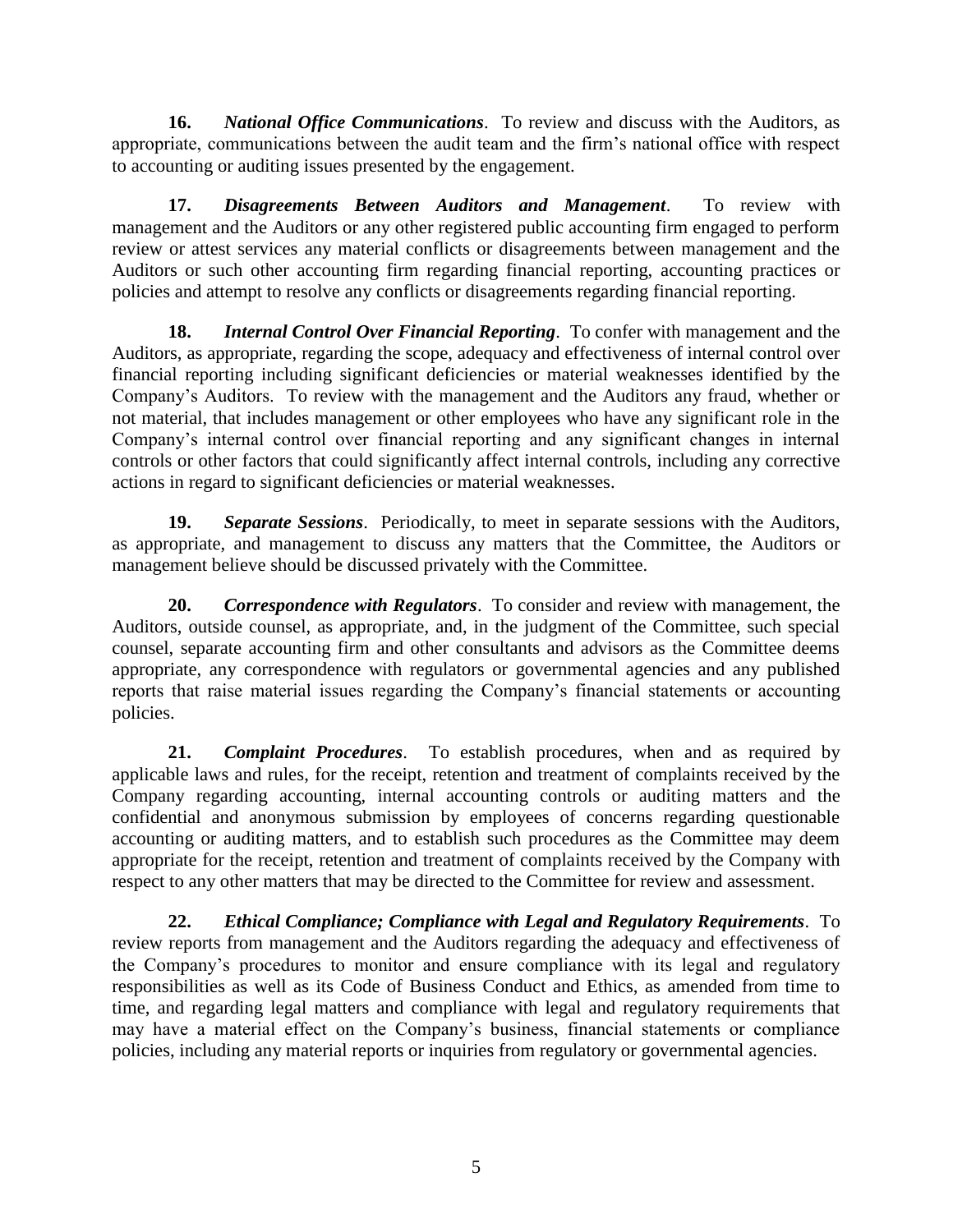**16.** ***National Office Communications***. To review and discuss with the Auditors, as appropriate, communications between the audit team and the firm's national office with respect to accounting or auditing issues presented by the engagement.

**17.** ***Disagreements Between Auditors and Management***. To review with management and the Auditors or any other registered public accounting firm engaged to perform review or attest services any material conflicts or disagreements between management and the Auditors or such other accounting firm regarding financial reporting, accounting practices or policies and attempt to resolve any conflicts or disagreements regarding financial reporting.

**18.** ***Internal Control Over Financial Reporting***. To confer with management and the Auditors, as appropriate, regarding the scope, adequacy and effectiveness of internal control over financial reporting including significant deficiencies or material weaknesses identified by the Company's Auditors. To review with the management and the Auditors any fraud, whether or not material, that includes management or other employees who have any significant role in the Company's internal control over financial reporting and any significant changes in internal controls or other factors that could significantly affect internal controls, including any corrective actions in regard to significant deficiencies or material weaknesses.

**19.** ***Separate Sessions***. Periodically, to meet in separate sessions with the Auditors, as appropriate, and management to discuss any matters that the Committee, the Auditors or management believe should be discussed privately with the Committee.

**20.** ***Correspondence with Regulators***. To consider and review with management, the Auditors, outside counsel, as appropriate, and, in the judgment of the Committee, such special counsel, separate accounting firm and other consultants and advisors as the Committee deems appropriate, any correspondence with regulators or governmental agencies and any published reports that raise material issues regarding the Company's financial statements or accounting policies.

**21.** ***Complaint Procedures***. To establish procedures, when and as required by applicable laws and rules, for the receipt, retention and treatment of complaints received by the Company regarding accounting, internal accounting controls or auditing matters and the confidential and anonymous submission by employees of concerns regarding questionable accounting or auditing matters, and to establish such procedures as the Committee may deem appropriate for the receipt, retention and treatment of complaints received by the Company with respect to any other matters that may be directed to the Committee for review and assessment.

**22.** ***Ethical Compliance; Compliance with Legal and Regulatory Requirements***. To review reports from management and the Auditors regarding the adequacy and effectiveness of the Company's procedures to monitor and ensure compliance with its legal and regulatory responsibilities as well as its Code of Business Conduct and Ethics, as amended from time to time, and regarding legal matters and compliance with legal and regulatory requirements that may have a material effect on the Company's business, financial statements or compliance policies, including any material reports or inquiries from regulatory or governmental agencies.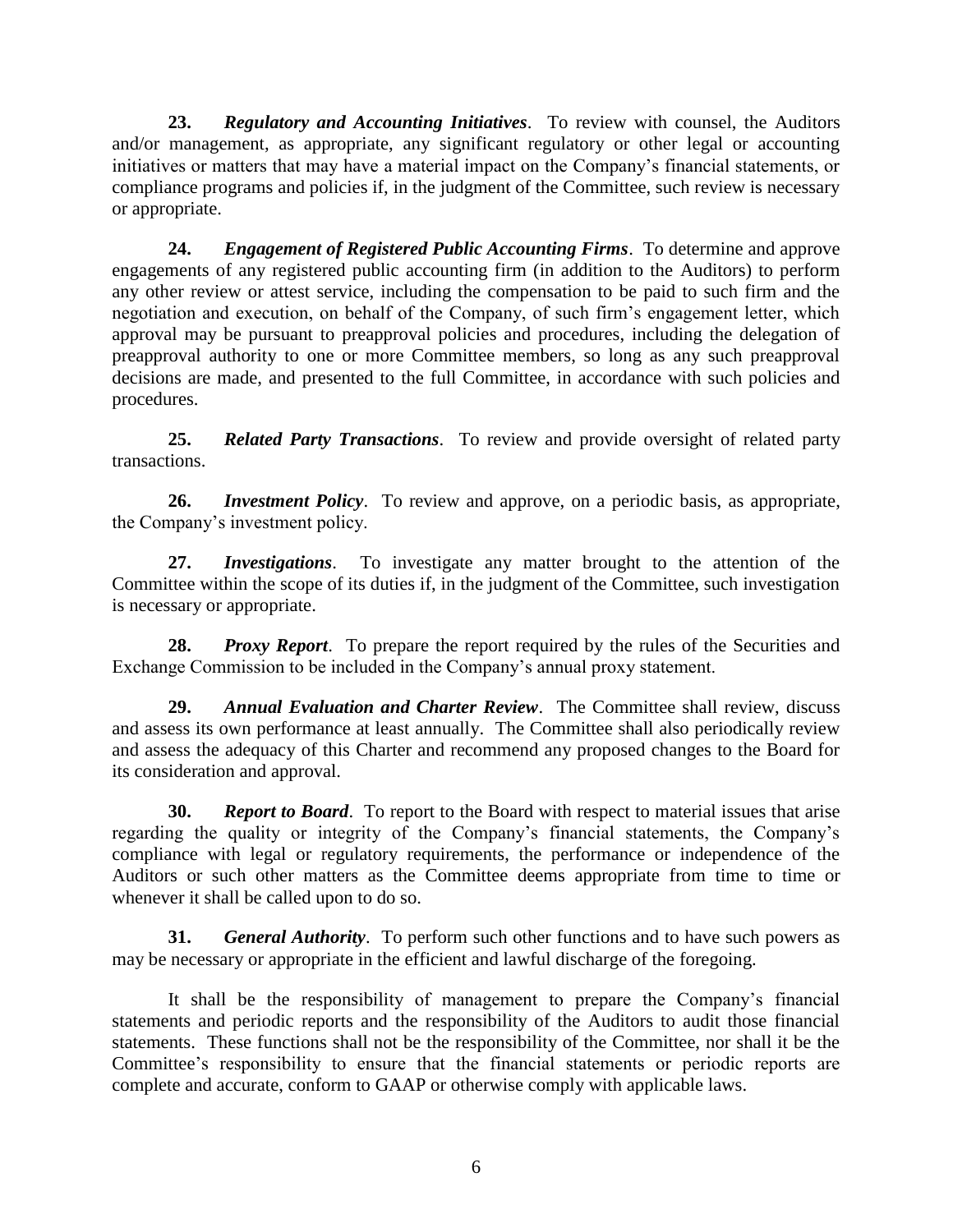**23.** ***Regulatory and Accounting Initiatives***. To review with counsel, the Auditors and/or management, as appropriate, any significant regulatory or other legal or accounting initiatives or matters that may have a material impact on the Company's financial statements, or compliance programs and policies if, in the judgment of the Committee, such review is necessary or appropriate.

**24.** ***Engagement of Registered Public Accounting Firms***. To determine and approve engagements of any registered public accounting firm (in addition to the Auditors) to perform any other review or attest service, including the compensation to be paid to such firm and the negotiation and execution, on behalf of the Company, of such firm's engagement letter, which approval may be pursuant to preapproval policies and procedures, including the delegation of preapproval authority to one or more Committee members, so long as any such preapproval decisions are made, and presented to the full Committee, in accordance with such policies and procedures.

**25.** ***Related Party Transactions***. To review and provide oversight of related party transactions.

**26.** ***Investment Policy***. To review and approve, on a periodic basis, as appropriate, the Company's investment policy.

**27.** ***Investigations***. To investigate any matter brought to the attention of the Committee within the scope of its duties if, in the judgment of the Committee, such investigation is necessary or appropriate.

**28.** ***Proxy Report***. To prepare the report required by the rules of the Securities and Exchange Commission to be included in the Company's annual proxy statement.

**29.** ***Annual Evaluation and Charter Review***. The Committee shall review, discuss and assess its own performance at least annually. The Committee shall also periodically review and assess the adequacy of this Charter and recommend any proposed changes to the Board for its consideration and approval.

**30.** ***Report to Board***. To report to the Board with respect to material issues that arise regarding the quality or integrity of the Company's financial statements, the Company's compliance with legal or regulatory requirements, the performance or independence of the Auditors or such other matters as the Committee deems appropriate from time to time or whenever it shall be called upon to do so.

**31.** ***General Authority***. To perform such other functions and to have such powers as may be necessary or appropriate in the efficient and lawful discharge of the foregoing.

It shall be the responsibility of management to prepare the Company's financial statements and periodic reports and the responsibility of the Auditors to audit those financial statements. These functions shall not be the responsibility of the Committee, nor shall it be the Committee's responsibility to ensure that the financial statements or periodic reports are complete and accurate, conform to GAAP or otherwise comply with applicable laws.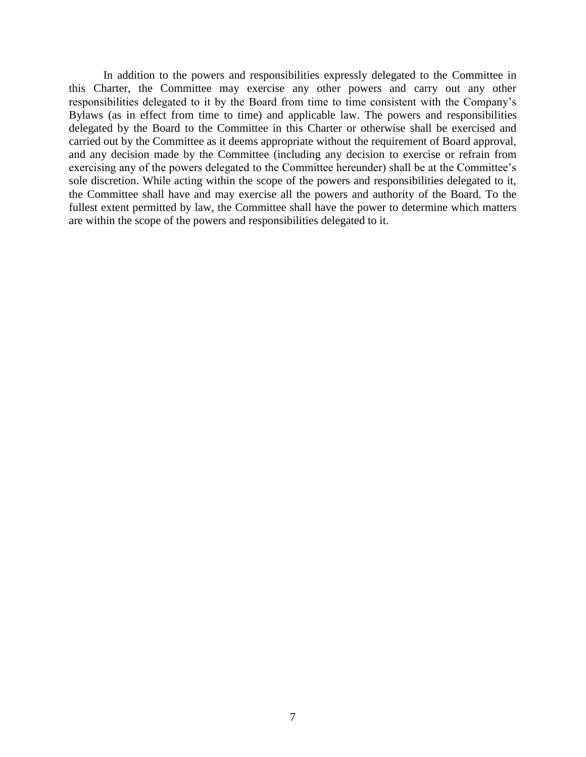In addition to the powers and responsibilities expressly delegated to the Committee in this Charter, the Committee may exercise any other powers and carry out any other responsibilities delegated to it by the Board from time to time consistent with the Company's Bylaws (as in effect from time to time) and applicable law. The powers and responsibilities delegated by the Board to the Committee in this Charter or otherwise shall be exercised and carried out by the Committee as it deems appropriate without the requirement of Board approval, and any decision made by the Committee (including any decision to exercise or refrain from exercising any of the powers delegated to the Committee hereunder) shall be at the Committee's sole discretion. While acting within the scope of the powers and responsibilities delegated to it, the Committee shall have and may exercise all the powers and authority of the Board. To the fullest extent permitted by law, the Committee shall have the power to determine which matters are within the scope of the powers and responsibilities delegated to it.